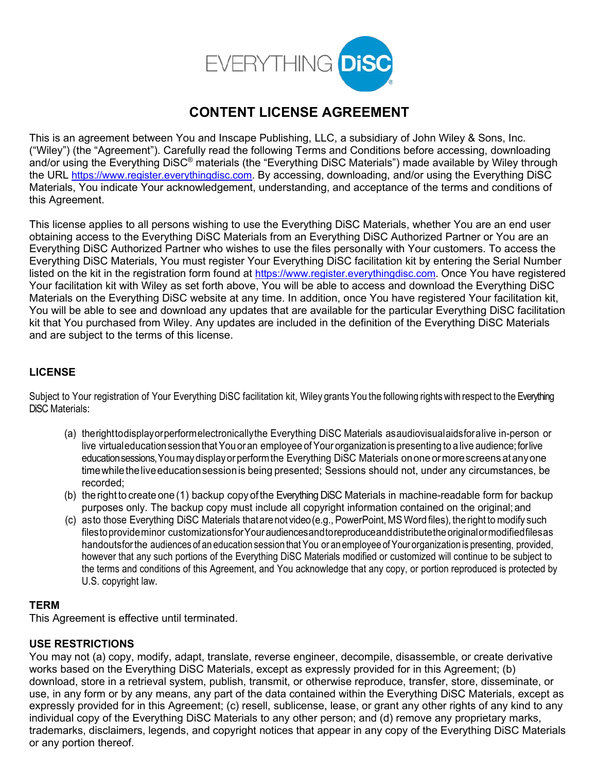EVERYTHING DiSC®

# CONTENT LICENSE AGREEMENT

This is an agreement between You and Inscape Publishing, LLC, a subsidiary of John Wiley & Sons, Inc. ("Wiley") (the "Agreement"). Carefully read the following Terms and Conditions before accessing, downloading and/or using the Everything DiSC® materials (the "Everything DiSC Materials") made available by Wiley through the URL https://www.register.everythingdisc.com. By accessing, downloading, and/or using the Everything DiSC Materials, You indicate Your acknowledgement, understanding, and acceptance of the terms and conditions of this Agreement.

This license applies to all persons wishing to use the Everything DiSC Materials, whether You are an end user obtaining access to the Everything DiSC Materials from an Everything DiSC Authorized Partner or You are an Everything DiSC Authorized Partner who wishes to use the files personally with Your customers. To access the Everything DiSC Materials, You must register Your Everything DiSC facilitation kit by entering the Serial Number listed on the kit in the registration form found at https://www.register.everythingdisc.com. Once You have registered Your facilitation kit with Wiley as set forth above, You will be able to access and download the Everything DiSC Materials on the Everything DiSC website at any time. In addition, once You have registered Your facilitation kit, You will be able to see and download any updates that are available for the particular Everything DiSC facilitation kit that You purchased from Wiley. Any updates are included in the definition of the Everything DiSC Materials and are subject to the terms of this license.

## LICENSE

Subject to Your registration of Your Everything DiSC facilitation kit, Wiley grants You the following rights with respect to the Everything DiSC Materials:

(a) the right to display or perform electronically the Everything DiSC Materials as audiovisual aids for a live in-person or live virtual education session that You or an employee of Your organization is presenting to a live audience; for live education sessions, You may display or perform the Everything DiSC Materials on one or more screens at any one time while the live education session is being presented; Sessions should not, under any circumstances, be recorded;

(b) the right to create one (1) backup copy of the Everything DiSC Materials in machine-readable form for backup purposes only. The backup copy must include all copyright information contained on the original; and

(c) as to those Everything DiSC Materials that are not video (e.g., PowerPoint, MS Word files), the right to modify such files to provide minor customizations for Your audiences and to reproduce and distribute the original or modified files as handouts for the audiences of an education session that You or an employee of Your organization is presenting, provided, however that any such portions of the Everything DiSC Materials modified or customized will continue to be subject to the terms and conditions of this Agreement, and You acknowledge that any copy, or portion reproduced is protected by U.S. copyright law.

## TERM

This Agreement is effective until terminated.

## USE RESTRICTIONS

You may not (a) copy, modify, adapt, translate, reverse engineer, decompile, disassemble, or create derivative works based on the Everything DiSC Materials, except as expressly provided for in this Agreement; (b) download, store in a retrieval system, publish, transmit, or otherwise reproduce, transfer, store, disseminate, or use, in any form or by any means, any part of the data contained within the Everything DiSC Materials, except as expressly provided for in this Agreement; (c) resell, sublicense, lease, or grant any other rights of any kind to any individual copy of the Everything DiSC Materials to any other person; and (d) remove any proprietary marks, trademarks, disclaimers, legends, and copyright notices that appear in any copy of the Everything DiSC Materials or any portion thereof.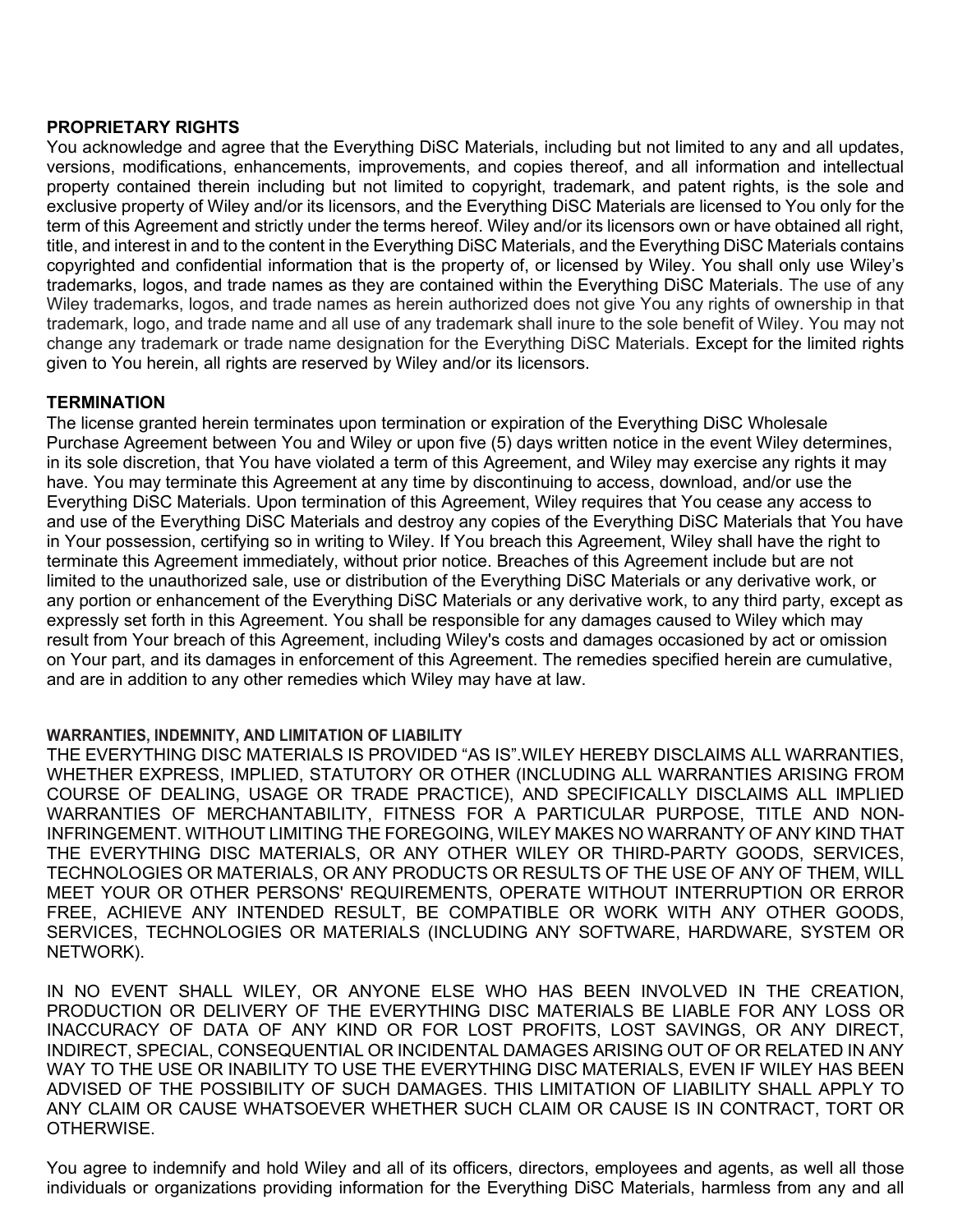## PROPRIETARY RIGHTS

You acknowledge and agree that the Everything DiSC Materials, including but not limited to any and all updates, versions, modifications, enhancements, improvements, and copies thereof, and all information and intellectual property contained therein including but not limited to copyright, trademark, and patent rights, is the sole and exclusive property of Wiley and/or its licensors, and the Everything DiSC Materials are licensed to You only for the term of this Agreement and strictly under the terms hereof. Wiley and/or its licensors own or have obtained all right, title, and interest in and to the content in the Everything DiSC Materials, and the Everything DiSC Materials contains copyrighted and confidential information that is the property of, or licensed by Wiley. You shall only use Wiley's trademarks, logos, and trade names as they are contained within the Everything DiSC Materials. The use of any Wiley trademarks, logos, and trade names as herein authorized does not give You any rights of ownership in that trademark, logo, and trade name and all use of any trademark shall inure to the sole benefit of Wiley. You may not change any trademark or trade name designation for the Everything DiSC Materials. Except for the limited rights given to You herein, all rights are reserved by Wiley and/or its licensors.

## TERMINATION

The license granted herein terminates upon termination or expiration of the Everything DiSC Wholesale Purchase Agreement between You and Wiley or upon five (5) days written notice in the event Wiley determines, in its sole discretion, that You have violated a term of this Agreement, and Wiley may exercise any rights it may have. You may terminate this Agreement at any time by discontinuing to access, download, and/or use the Everything DiSC Materials. Upon termination of this Agreement, Wiley requires that You cease any access to and use of the Everything DiSC Materials and destroy any copies of the Everything DiSC Materials that You have in Your possession, certifying so in writing to Wiley. If You breach this Agreement, Wiley shall have the right to terminate this Agreement immediately, without prior notice. Breaches of this Agreement include but are not limited to the unauthorized sale, use or distribution of the Everything DiSC Materials or any derivative work, or any portion or enhancement of the Everything DiSC Materials or any derivative work, to any third party, except as expressly set forth in this Agreement. You shall be responsible for any damages caused to Wiley which may result from Your breach of this Agreement, including Wiley's costs and damages occasioned by act or omission on Your part, and its damages in enforcement of this Agreement. The remedies specified herein are cumulative, and are in addition to any other remedies which Wiley may have at law.

## WARRANTIES, INDEMNITY, AND LIMITATION OF LIABILITY

THE EVERYTHING DISC MATERIALS IS PROVIDED "AS IS".WILEY HEREBY DISCLAIMS ALL WARRANTIES, WHETHER EXPRESS, IMPLIED, STATUTORY OR OTHER (INCLUDING ALL WARRANTIES ARISING FROM COURSE OF DEALING, USAGE OR TRADE PRACTICE), AND SPECIFICALLY DISCLAIMS ALL IMPLIED WARRANTIES OF MERCHANTABILITY, FITNESS FOR A PARTICULAR PURPOSE, TITLE AND NON-INFRINGEMENT. WITHOUT LIMITING THE FOREGOING, WILEY MAKES NO WARRANTY OF ANY KIND THAT THE EVERYTHING DISC MATERIALS, OR ANY OTHER WILEY OR THIRD-PARTY GOODS, SERVICES, TECHNOLOGIES OR MATERIALS, OR ANY PRODUCTS OR RESULTS OF THE USE OF ANY OF THEM, WILL MEET YOUR OR OTHER PERSONS' REQUIREMENTS, OPERATE WITHOUT INTERRUPTION OR ERROR FREE, ACHIEVE ANY INTENDED RESULT, BE COMPATIBLE OR WORK WITH ANY OTHER GOODS, SERVICES, TECHNOLOGIES OR MATERIALS (INCLUDING ANY SOFTWARE, HARDWARE, SYSTEM OR NETWORK).

IN NO EVENT SHALL WILEY, OR ANYONE ELSE WHO HAS BEEN INVOLVED IN THE CREATION, PRODUCTION OR DELIVERY OF THE EVERYTHING DISC MATERIALS BE LIABLE FOR ANY LOSS OR INACCURACY OF DATA OF ANY KIND OR FOR LOST PROFITS, LOST SAVINGS, OR ANY DIRECT, INDIRECT, SPECIAL, CONSEQUENTIAL OR INCIDENTAL DAMAGES ARISING OUT OF OR RELATED IN ANY WAY TO THE USE OR INABILITY TO USE THE EVERYTHING DISC MATERIALS, EVEN IF WILEY HAS BEEN ADVISED OF THE POSSIBILITY OF SUCH DAMAGES. THIS LIMITATION OF LIABILITY SHALL APPLY TO ANY CLAIM OR CAUSE WHATSOEVER WHETHER SUCH CLAIM OR CAUSE IS IN CONTRACT, TORT OR OTHERWISE.

You agree to indemnify and hold Wiley and all of its officers, directors, employees and agents, as well all those individuals or organizations providing information for the Everything DiSC Materials, harmless from any and all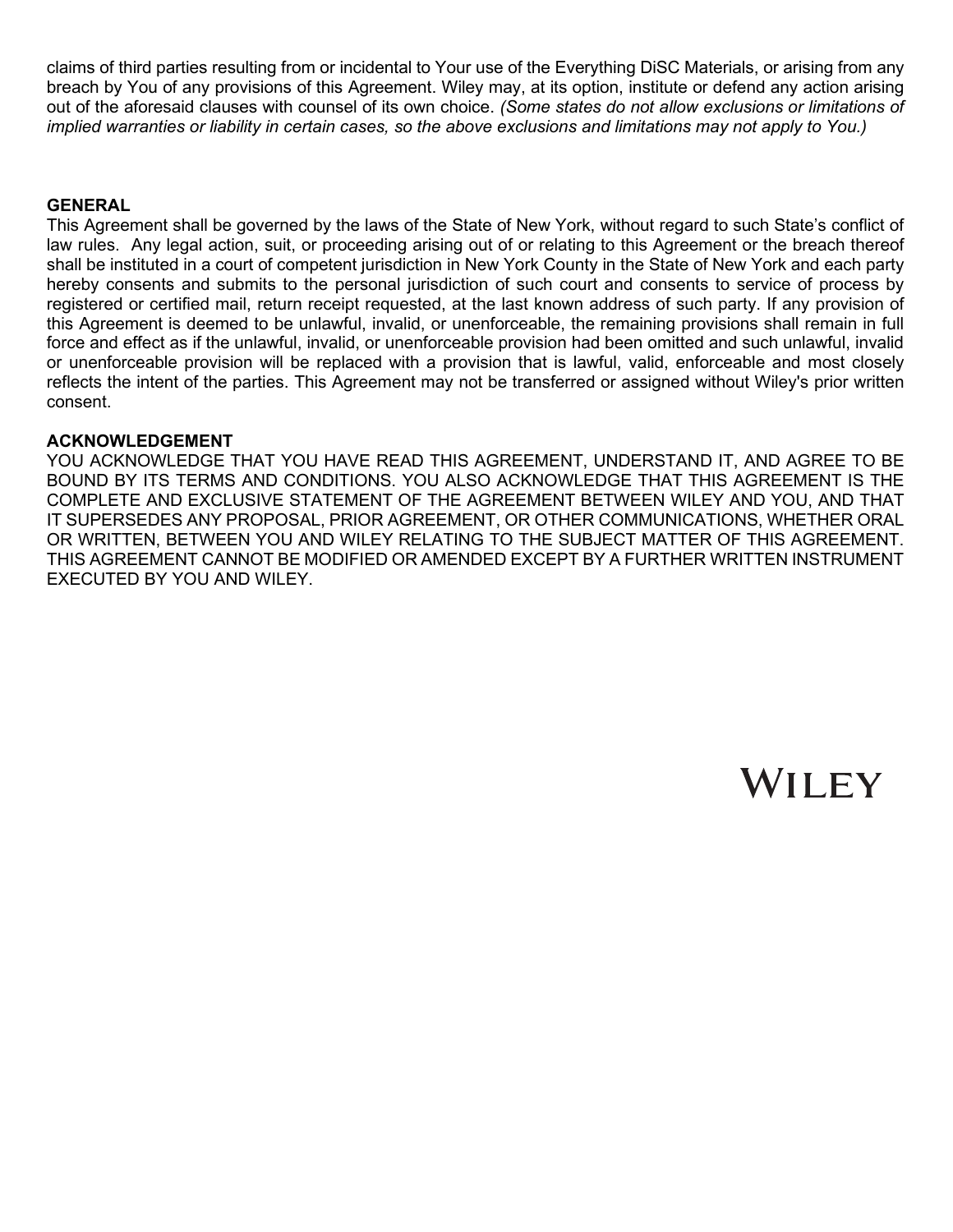claims of third parties resulting from or incidental to Your use of the Everything DiSC Materials, or arising from any breach by You of any provisions of this Agreement. Wiley may, at its option, institute or defend any action arising out of the aforesaid clauses with counsel of its own choice. *(Some states do not allow exclusions or limitations of implied warranties or liability in certain cases, so the above exclusions and limitations may not apply to You.)*

**GENERAL**

This Agreement shall be governed by the laws of the State of New York, without regard to such State's conflict of law rules. Any legal action, suit, or proceeding arising out of or relating to this Agreement or the breach thereof shall be instituted in a court of competent jurisdiction in New York County in the State of New York and each party hereby consents and submits to the personal jurisdiction of such court and consents to service of process by registered or certified mail, return receipt requested, at the last known address of such party. If any provision of this Agreement is deemed to be unlawful, invalid, or unenforceable, the remaining provisions shall remain in full force and effect as if the unlawful, invalid, or unenforceable provision had been omitted and such unlawful, invalid or unenforceable provision will be replaced with a provision that is lawful, valid, enforceable and most closely reflects the intent of the parties. This Agreement may not be transferred or assigned without Wiley's prior written consent.

**ACKNOWLEDGEMENT**

YOU ACKNOWLEDGE THAT YOU HAVE READ THIS AGREEMENT, UNDERSTAND IT, AND AGREE TO BE BOUND BY ITS TERMS AND CONDITIONS. YOU ALSO ACKNOWLEDGE THAT THIS AGREEMENT IS THE COMPLETE AND EXCLUSIVE STATEMENT OF THE AGREEMENT BETWEEN WILEY AND YOU, AND THAT IT SUPERSEDES ANY PROPOSAL, PRIOR AGREEMENT, OR OTHER COMMUNICATIONS, WHETHER ORAL OR WRITTEN, BETWEEN YOU AND WILEY RELATING TO THE SUBJECT MATTER OF THIS AGREEMENT. THIS AGREEMENT CANNOT BE MODIFIED OR AMENDED EXCEPT BY A FURTHER WRITTEN INSTRUMENT EXECUTED BY YOU AND WILEY.

WILEY